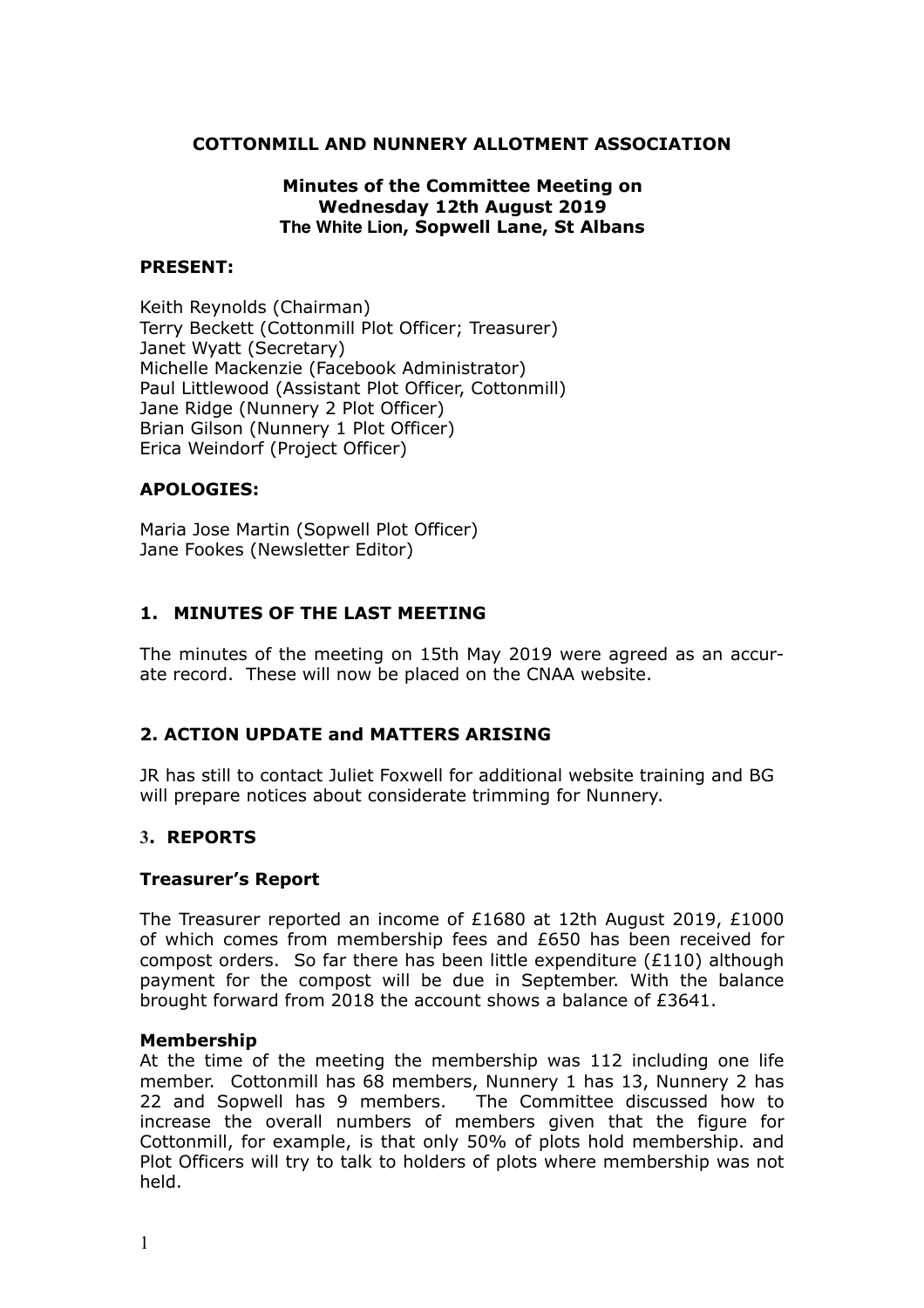# COTTONMILL AND NUNNERY ALLOTMENT ASSOCIATION

## Minutes of the Committee Meeting on Wednesday 12th August 2019 The White Lion, Sopwell Lane, St Albans

**PRESENT:**

Keith Reynolds (Chairman)
Terry Beckett (Cottonmill Plot Officer; Treasurer)
Janet Wyatt (Secretary)
Michelle Mackenzie (Facebook Administrator)
Paul Littlewood (Assistant Plot Officer, Cottonmill)
Jane Ridge (Nunnery 2 Plot Officer)
Brian Gilson (Nunnery 1 Plot Officer)
Erica Weindorf (Project Officer)

**APOLOGIES:**

Maria Jose Martin (Sopwell Plot Officer)
Jane Fookes (Newsletter Editor)

### 1. MINUTES OF THE LAST MEETING

The minutes of the meeting on 15th May 2019 were agreed as an accurate record. These will now be placed on the CNAA website.

### 2. ACTION UPDATE and MATTERS ARISING

JR has still to contact Juliet Foxwell for additional website training and BG will prepare notices about considerate trimming for Nunnery.

### 3. REPORTS

**Treasurer's Report**

The Treasurer reported an income of £1680 at 12th August 2019, £1000 of which comes from membership fees and £650 has been received for compost orders. So far there has been little expenditure (£110) although payment for the compost will be due in September. With the balance brought forward from 2018 the account shows a balance of £3641.

**Membership**

At the time of the meeting the membership was 112 including one life member. Cottonmill has 68 members, Nunnery 1 has 13, Nunnery 2 has 22 and Sopwell has 9 members. The Committee discussed how to increase the overall numbers of members given that the figure for Cottonmill, for example, is that only 50% of plots hold membership. and Plot Officers will try to talk to holders of plots where membership was not held.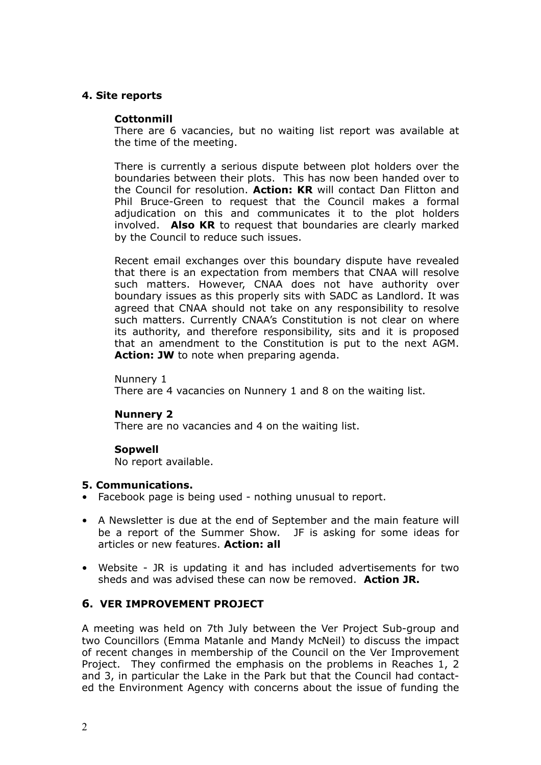## 4. Site reports

### Cottonmill

There are 6 vacancies, but no waiting list report was available at the time of the meeting.

There is currently a serious dispute between plot holders over the boundaries between their plots. This has now been handed over to the Council for resolution. **Action: KR** will contact Dan Flitton and Phil Bruce-Green to request that the Council makes a formal adjudication on this and communicates it to the plot holders involved. **Also KR** to request that boundaries are clearly marked by the Council to reduce such issues.

Recent email exchanges over this boundary dispute have revealed that there is an expectation from members that CNAA will resolve such matters. However, CNAA does not have authority over boundary issues as this properly sits with SADC as Landlord. It was agreed that CNAA should not take on any responsibility to resolve such matters. Currently CNAA's Constitution is not clear on where its authority, and therefore responsibility, sits and it is proposed that an amendment to the Constitution is put to the next AGM. **Action: JW** to note when preparing agenda.

Nunnery 1

There are 4 vacancies on Nunnery 1 and 8 on the waiting list.

### Nunnery 2

There are no vacancies and 4 on the waiting list.

### Sopwell

No report available.

## 5. Communications.

- Facebook page is being used - nothing unusual to report.
- A Newsletter is due at the end of September and the main feature will be a report of the Summer Show. JF is asking for some ideas for articles or new features. **Action: all**
- Website - JR is updating it and has included advertisements for two sheds and was advised these can now be removed. **Action JR.**

## 6. VER IMPROVEMENT PROJECT

A meeting was held on 7th July between the Ver Project Sub-group and two Councillors (Emma Matanle and Mandy McNeil) to discuss the impact of recent changes in membership of the Council on the Ver Improvement Project. They confirmed the emphasis on the problems in Reaches 1, 2 and 3, in particular the Lake in the Park but that the Council had contacted the Environment Agency with concerns about the issue of funding the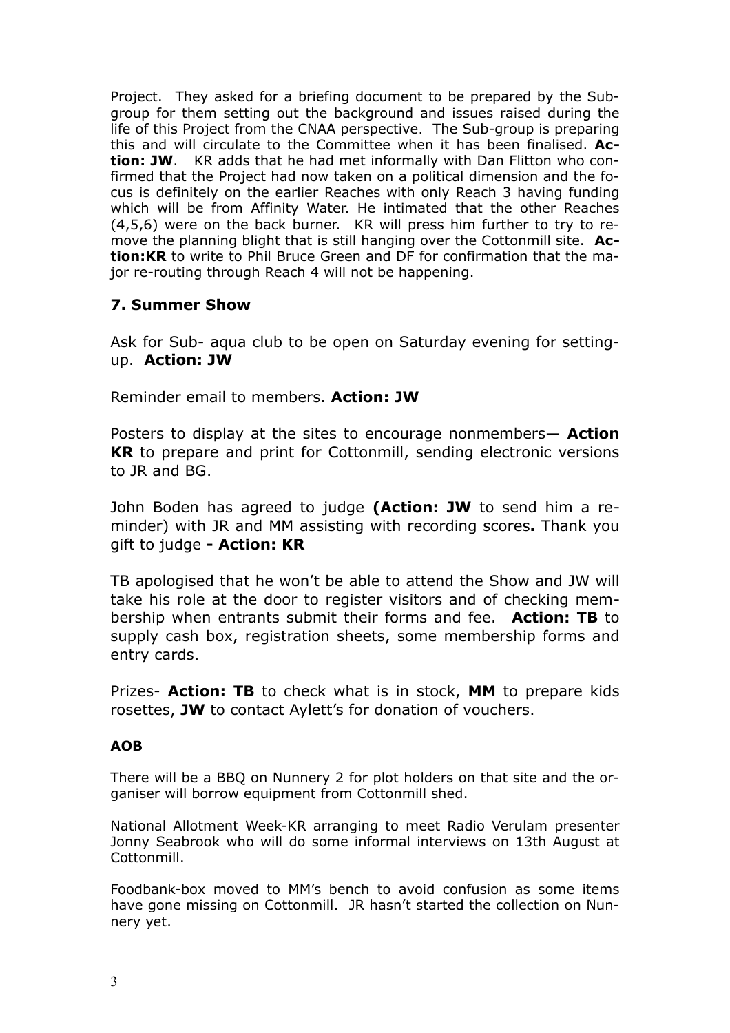Project. They asked for a briefing document to be prepared by the Sub-group for them setting out the background and issues raised during the life of this Project from the CNAA perspective. The Sub-group is preparing this and will circulate to the Committee when it has been finalised. **Action: JW**. KR adds that he had met informally with Dan Flitton who confirmed that the Project had now taken on a political dimension and the focus is definitely on the earlier Reaches with only Reach 3 having funding which will be from Affinity Water. He intimated that the other Reaches (4,5,6) were on the back burner. KR will press him further to try to remove the planning blight that is still hanging over the Cottonmill site. **Action:KR** to write to Phil Bruce Green and DF for confirmation that the major re-routing through Reach 4 will not be happening.

### 7. Summer Show

Ask for Sub- aqua club to be open on Saturday evening for setting-up. **Action: JW**

Reminder email to members. **Action: JW**

Posters to display at the sites to encourage nonmembers— **Action KR** to prepare and print for Cottonmill, sending electronic versions to JR and BG.

John Boden has agreed to judge **(Action: JW** to send him a reminder) with JR and MM assisting with recording scores**.** Thank you gift to judge **- Action: KR**

TB apologised that he won't be able to attend the Show and JW will take his role at the door to register visitors and of checking membership when entrants submit their forms and fee. **Action: TB** to supply cash box, registration sheets, some membership forms and entry cards.

Prizes- **Action: TB** to check what is in stock, **MM** to prepare kids rosettes, **JW** to contact Aylett's for donation of vouchers.

**AOB**

There will be a BBQ on Nunnery 2 for plot holders on that site and the organiser will borrow equipment from Cottonmill shed.

National Allotment Week-KR arranging to meet Radio Verulam presenter Jonny Seabrook who will do some informal interviews on 13th August at Cottonmill.

Foodbank-box moved to MM's bench to avoid confusion as some items have gone missing on Cottonmill. JR hasn't started the collection on Nunnery yet.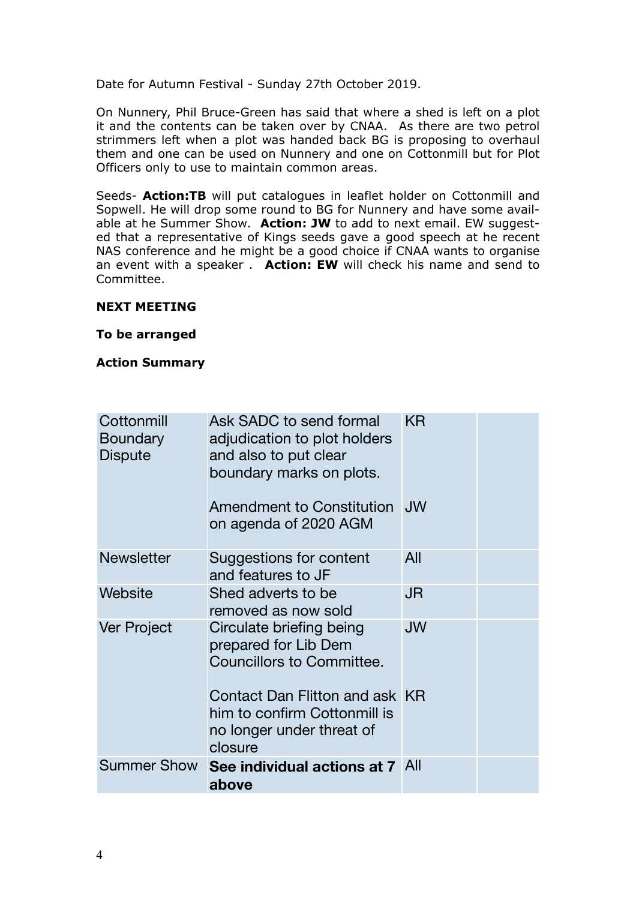Date for Autumn Festival - Sunday 27th October 2019.

On Nunnery, Phil Bruce-Green has said that where a shed is left on a plot it and the contents can be taken over by CNAA. As there are two petrol strimmers left when a plot was handed back BG is proposing to overhaul them and one can be used on Nunnery and one on Cottonmill but for Plot Officers only to use to maintain common areas.

Seeds- **Action:TB** will put catalogues in leaflet holder on Cottonmill and Sopwell. He will drop some round to BG for Nunnery and have some available at he Summer Show. **Action: JW** to add to next email. EW suggested that a representative of Kings seeds gave a good speech at he recent NAS conference and he might be a good choice if CNAA wants to organise an event with a speaker . **Action: EW** will check his name and send to Committee.

**NEXT MEETING**

**To be arranged**

**Action Summary**

| | | | |
|---|---|---|---|
| Cottonmill Boundary Dispute | Ask SADC to send formal adjudication to plot holders and also to put clear boundary marks on plots.<br><br>Amendment to Constitution on agenda of 2020 AGM | KR<br><br><br><br>JW | |
| Newsletter | Suggestions for content and features to JF | All | |
| Website | Shed adverts to be removed as now sold | JR | |
| Ver Project | Circulate briefing being prepared for Lib Dem Councillors to Committee.<br><br>Contact Dan Flitton and ask him to confirm Cottonmill is no longer under threat of closure | JW<br><br><br><br>KR | |
| Summer Show | **See individual actions at 7 above** | All | |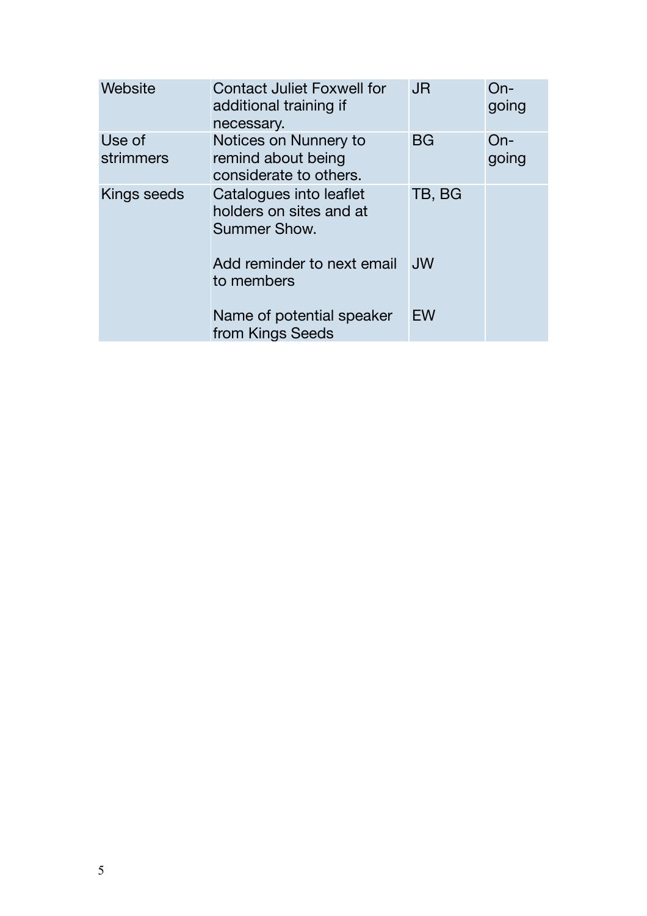| | | | |
|---|---|---|---|
| Website | Contact Juliet Foxwell for additional training if necessary. | JR | On-going |
| Use of strimmers | Notices on Nunnery to remind about being considerate to others. | BG | On-going |
| Kings seeds | Catalogues into leaflet holders on sites and at Summer Show.<br><br>Add reminder to next email to members<br><br>Name of potential speaker from Kings Seeds | TB, BG<br><br>JW<br><br>EW | |